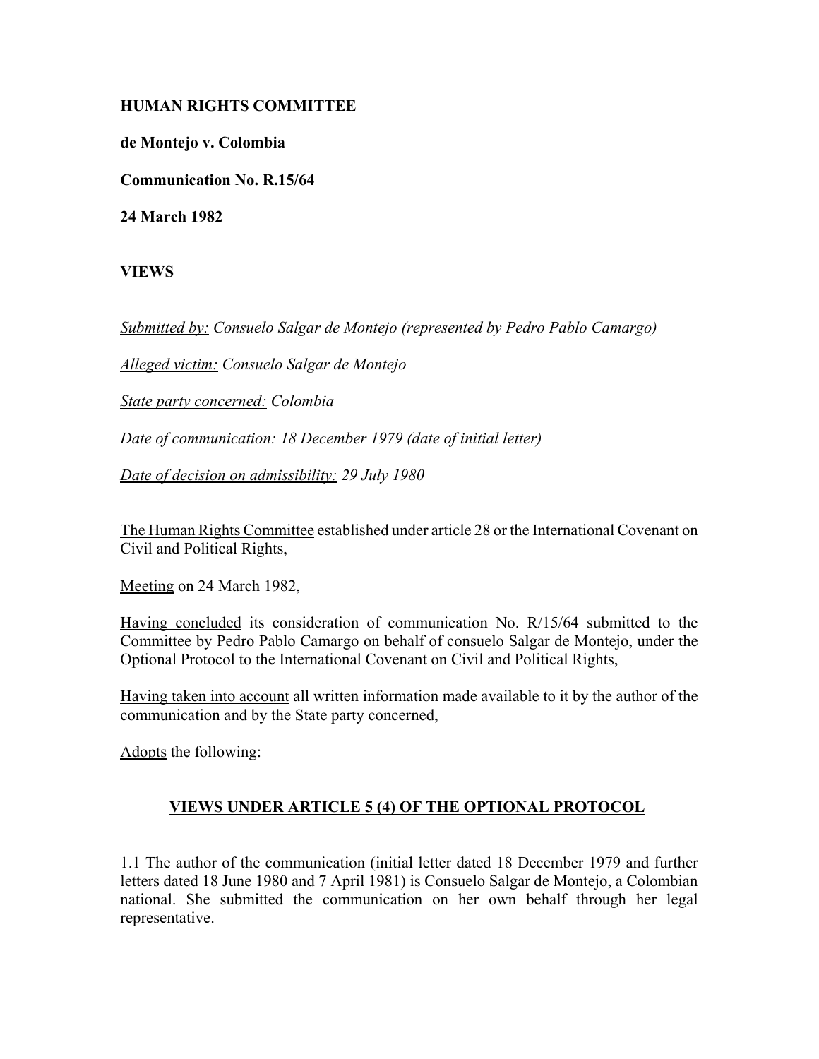**HUMAN RIGHTS COMMITTEE**

**de Montejo v. Colombia**

**Communication No. R.15/64**

**24 March 1982**

**VIEWS**

*Submitted by: Consuelo Salgar de Montejo (represented by Pedro Pablo Camargo)*

*Alleged victim: Consuelo Salgar de Montejo*

*State party concerned: Colombia*

*Date of communication: 18 December 1979 (date of initial letter)*

*Date of decision on admissibility: 29 July 1980*

The Human Rights Committee established under article 28 or the International Covenant on Civil and Political Rights,

Meeting on 24 March 1982,

Having concluded its consideration of communication No. R/15/64 submitted to the Committee by Pedro Pablo Camargo on behalf of consuelo Salgar de Montejo, under the Optional Protocol to the International Covenant on Civil and Political Rights,

Having taken into account all written information made available to it by the author of the communication and by the State party concerned,

Adopts the following:

## VIEWS UNDER ARTICLE 5 (4) OF THE OPTIONAL PROTOCOL

1.1 The author of the communication (initial letter dated 18 December 1979 and further letters dated 18 June 1980 and 7 April 1981) is Consuelo Salgar de Montejo, a Colombian national. She submitted the communication on her own behalf through her legal representative.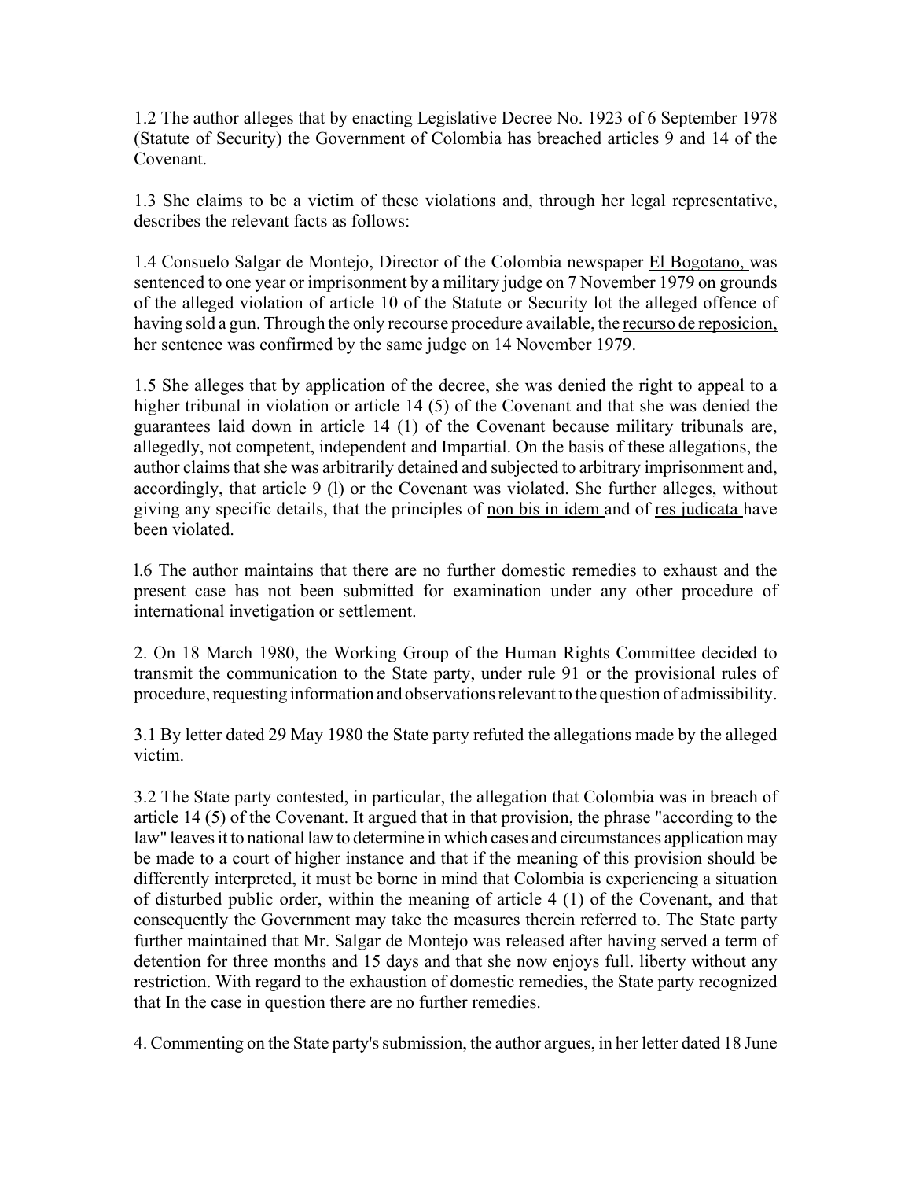1.2 The author alleges that by enacting Legislative Decree No. 1923 of 6 September 1978 (Statute of Security) the Government of Colombia has breached articles 9 and 14 of the Covenant.

1.3 She claims to be a victim of these violations and, through her legal representative, describes the relevant facts as follows:

1.4 Consuelo Salgar de Montejo, Director of the Colombia newspaper El Bogotano, was sentenced to one year or imprisonment by a military judge on 7 November 1979 on grounds of the alleged violation of article 10 of the Statute or Security lot the alleged offence of having sold a gun. Through the only recourse procedure available, the recurso de reposicion, her sentence was confirmed by the same judge on 14 November 1979.

1.5 She alleges that by application of the decree, she was denied the right to appeal to a higher tribunal in violation or article 14 (5) of the Covenant and that she was denied the guarantees laid down in article 14 (1) of the Covenant because military tribunals are, allegedly, not competent, independent and Impartial. On the basis of these allegations, the author claims that she was arbitrarily detained and subjected to arbitrary imprisonment and, accordingly, that article 9 (l) or the Covenant was violated. She further alleges, without giving any specific details, that the principles of non bis in idem and of res judicata have been violated.

l.6 The author maintains that there are no further domestic remedies to exhaust and the present case has not been submitted for examination under any other procedure of international invetigation or settlement.

2. On 18 March 1980, the Working Group of the Human Rights Committee decided to transmit the communication to the State party, under rule 91 or the provisional rules of procedure, requesting information and observations relevant to the question of admissibility.

3.1 By letter dated 29 May 1980 the State party refuted the allegations made by the alleged victim.

3.2 The State party contested, in particular, the allegation that Colombia was in breach of article 14 (5) of the Covenant. It argued that in that provision, the phrase "according to the law" leaves it to national law to determine in which cases and circumstances application may be made to a court of higher instance and that if the meaning of this provision should be differently interpreted, it must be borne in mind that Colombia is experiencing a situation of disturbed public order, within the meaning of article 4 (1) of the Covenant, and that consequently the Government may take the measures therein referred to. The State party further maintained that Mr. Salgar de Montejo was released after having served a term of detention for three months and 15 days and that she now enjoys full. liberty without any restriction. With regard to the exhaustion of domestic remedies, the State party recognized that In the case in question there are no further remedies.

4. Commenting on the State party's submission, the author argues, in her letter dated 18 June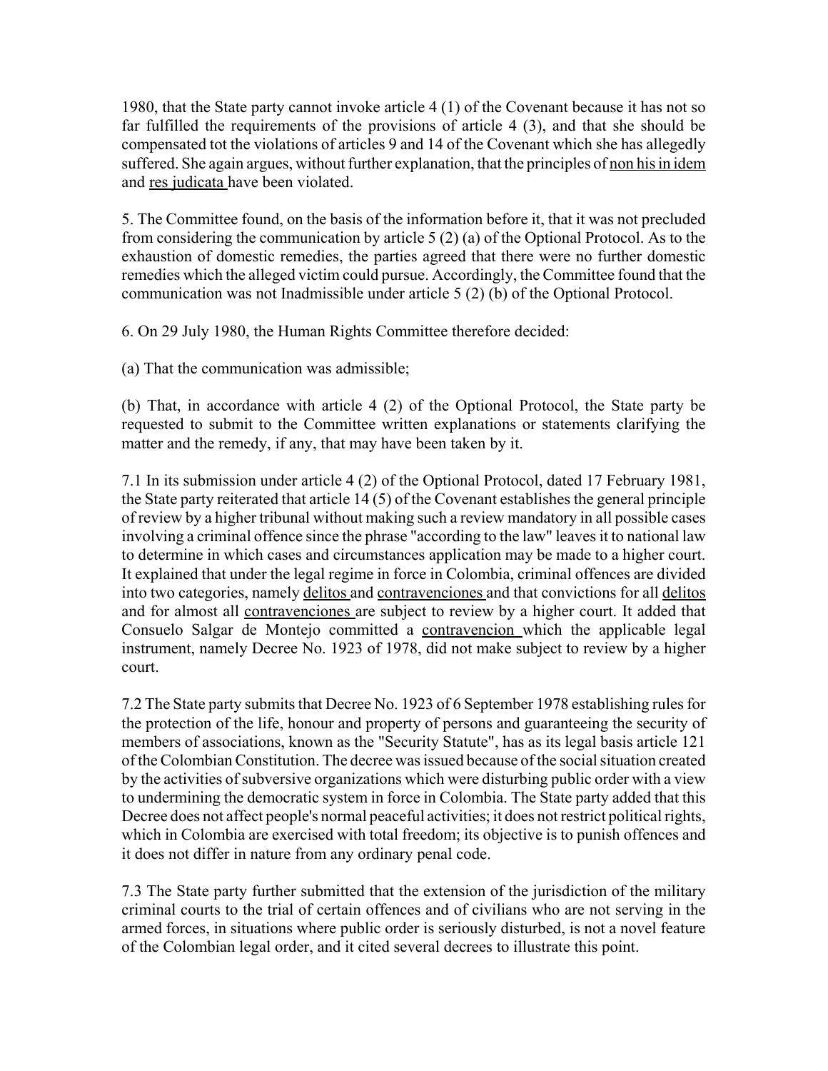1980, that the State party cannot invoke article 4 (1) of the Covenant because it has not so far fulfilled the requirements of the provisions of article 4 (3), and that she should be compensated tot the violations of articles 9 and 14 of the Covenant which she has allegedly suffered. She again argues, without further explanation, that the principles of non his in idem and res judicata have been violated.

5. The Committee found, on the basis of the information before it, that it was not precluded from considering the communication by article 5 (2) (a) of the Optional Protocol. As to the exhaustion of domestic remedies, the parties agreed that there were no further domestic remedies which the alleged victim could pursue. Accordingly, the Committee found that the communication was not Inadmissible under article 5 (2) (b) of the Optional Protocol.

6. On 29 July 1980, the Human Rights Committee therefore decided:

(a) That the communication was admissible;

(b) That, in accordance with article 4 (2) of the Optional Protocol, the State party be requested to submit to the Committee written explanations or statements clarifying the matter and the remedy, if any, that may have been taken by it.

7.1 In its submission under article 4 (2) of the Optional Protocol, dated 17 February 1981, the State party reiterated that article 14 (5) of the Covenant establishes the general principle of review by a higher tribunal without making such a review mandatory in all possible cases involving a criminal offence since the phrase "according to the law" leaves it to national law to determine in which cases and circumstances application may be made to a higher court. It explained that under the legal regime in force in Colombia, criminal offences are divided into two categories, namely delitos and contravenciones and that convictions for all delitos and for almost all contravenciones are subject to review by a higher court. It added that Consuelo Salgar de Montejo committed a contravencion which the applicable legal instrument, namely Decree No. 1923 of 1978, did not make subject to review by a higher court.

7.2 The State party submits that Decree No. 1923 of 6 September 1978 establishing rules for the protection of the life, honour and property of persons and guaranteeing the security of members of associations, known as the "Security Statute", has as its legal basis article 121 of the Colombian Constitution. The decree was issued because of the social situation created by the activities of subversive organizations which were disturbing public order with a view to undermining the democratic system in force in Colombia. The State party added that this Decree does not affect people's normal peaceful activities; it does not restrict political rights, which in Colombia are exercised with total freedom; its objective is to punish offences and it does not differ in nature from any ordinary penal code.

7.3 The State party further submitted that the extension of the jurisdiction of the military criminal courts to the trial of certain offences and of civilians who are not serving in the armed forces, in situations where public order is seriously disturbed, is not a novel feature of the Colombian legal order, and it cited several decrees to illustrate this point.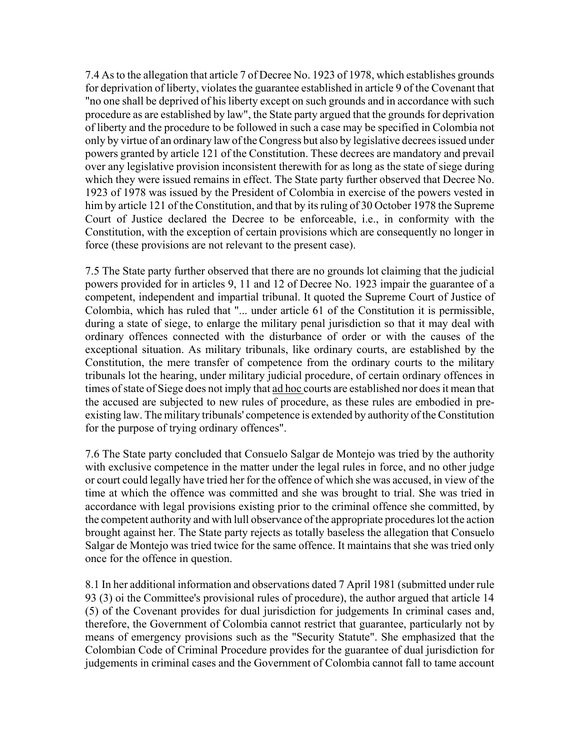7.4 As to the allegation that article 7 of Decree No. 1923 of 1978, which establishes grounds for deprivation of liberty, violates the guarantee established in article 9 of the Covenant that "no one shall be deprived of his liberty except on such grounds and in accordance with such procedure as are established by law", the State party argued that the grounds for deprivation of liberty and the procedure to be followed in such a case may be specified in Colombia not only by virtue of an ordinary law of the Congress but also by legislative decrees issued under powers granted by article 121 of the Constitution. These decrees are mandatory and prevail over any legislative provision inconsistent therewith for as long as the state of siege during which they were issued remains in effect. The State party further observed that Decree No. 1923 of 1978 was issued by the President of Colombia in exercise of the powers vested in him by article 121 of the Constitution, and that by its ruling of 30 October 1978 the Supreme Court of Justice declared the Decree to be enforceable, i.e., in conformity with the Constitution, with the exception of certain provisions which are consequently no longer in force (these provisions are not relevant to the present case).

7.5 The State party further observed that there are no grounds lot claiming that the judicial powers provided for in articles 9, 11 and 12 of Decree No. 1923 impair the guarantee of a competent, independent and impartial tribunal. It quoted the Supreme Court of Justice of Colombia, which has ruled that "... under article 61 of the Constitution it is permissible, during a state of siege, to enlarge the military penal jurisdiction so that it may deal with ordinary offences connected with the disturbance of order or with the causes of the exceptional situation. As military tribunals, like ordinary courts, are established by the Constitution, the mere transfer of competence from the ordinary courts to the military tribunals lot the hearing, under military judicial procedure, of certain ordinary offences in times of state of Siege does not imply that ad hoc courts are established nor does it mean that the accused are subjected to new rules of procedure, as these rules are embodied in pre-existing law. The military tribunals' competence is extended by authority of the Constitution for the purpose of trying ordinary offences".

7.6 The State party concluded that Consuelo Salgar de Montejo was tried by the authority with exclusive competence in the matter under the legal rules in force, and no other judge or court could legally have tried her for the offence of which she was accused, in view of the time at which the offence was committed and she was brought to trial. She was tried in accordance with legal provisions existing prior to the criminal offence she committed, by the competent authority and with lull observance of the appropriate procedures lot the action brought against her. The State party rejects as totally baseless the allegation that Consuelo Salgar de Montejo was tried twice for the same offence. It maintains that she was tried only once for the offence in question.

8.1 In her additional information and observations dated 7 April 1981 (submitted under rule 93 (3) oi the Committee's provisional rules of procedure), the author argued that article 14 (5) of the Covenant provides for dual jurisdiction for judgements In criminal cases and, therefore, the Government of Colombia cannot restrict that guarantee, particularly not by means of emergency provisions such as the "Security Statute". She emphasized that the Colombian Code of Criminal Procedure provides for the guarantee of dual jurisdiction for judgements in criminal cases and the Government of Colombia cannot fall to tame account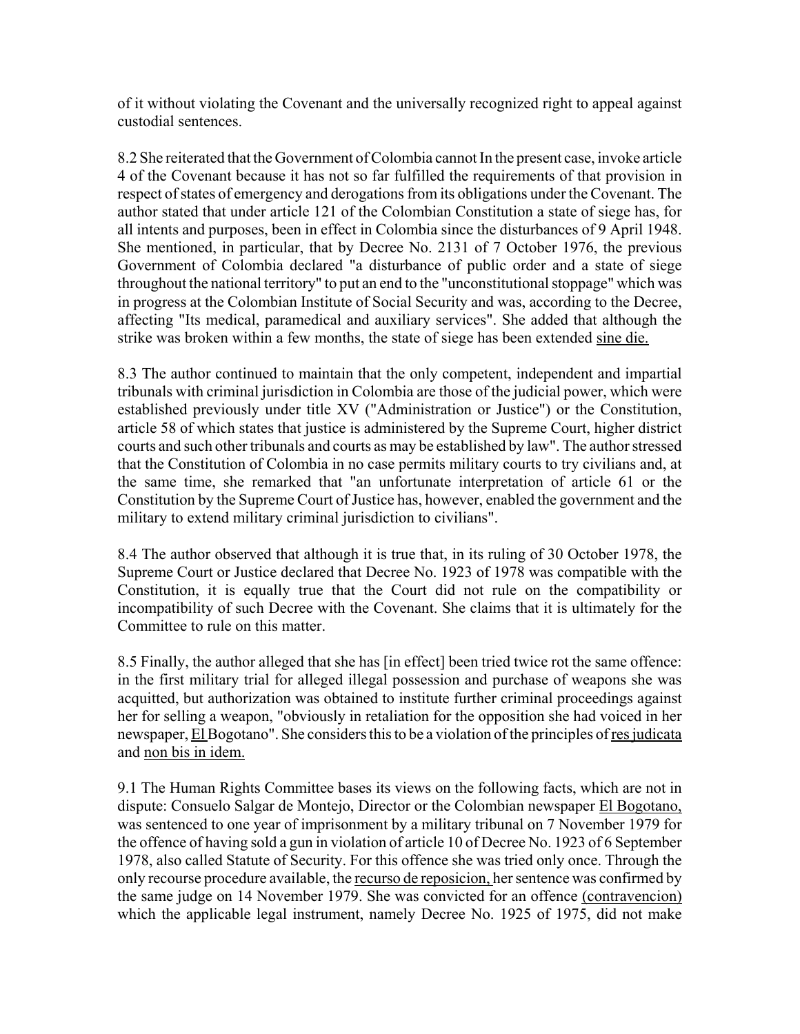of it without violating the Covenant and the universally recognized right to appeal against custodial sentences.

8.2 She reiterated that the Government of Colombia cannot In the present case, invoke article 4 of the Covenant because it has not so far fulfilled the requirements of that provision in respect of states of emergency and derogations from its obligations under the Covenant. The author stated that under article 121 of the Colombian Constitution a state of siege has, for all intents and purposes, been in effect in Colombia since the disturbances of 9 April 1948. She mentioned, in particular, that by Decree No. 2131 of 7 October 1976, the previous Government of Colombia declared "a disturbance of public order and a state of siege throughout the national territory" to put an end to the "unconstitutional stoppage" which was in progress at the Colombian Institute of Social Security and was, according to the Decree, affecting "Its medical, paramedical and auxiliary services". She added that although the strike was broken within a few months, the state of siege has been extended sine die.

8.3 The author continued to maintain that the only competent, independent and impartial tribunals with criminal jurisdiction in Colombia are those of the judicial power, which were established previously under title XV ("Administration or Justice") or the Constitution, article 58 of which states that justice is administered by the Supreme Court, higher district courts and such other tribunals and courts as may be established by law". The author stressed that the Constitution of Colombia in no case permits military courts to try civilians and, at the same time, she remarked that "an unfortunate interpretation of article 61 or the Constitution by the Supreme Court of Justice has, however, enabled the government and the military to extend military criminal jurisdiction to civilians".

8.4 The author observed that although it is true that, in its ruling of 30 October 1978, the Supreme Court or Justice declared that Decree No. 1923 of 1978 was compatible with the Constitution, it is equally true that the Court did not rule on the compatibility or incompatibility of such Decree with the Covenant. She claims that it is ultimately for the Committee to rule on this matter.

8.5 Finally, the author alleged that she has [in effect] been tried twice rot the same offence: in the first military trial for alleged illegal possession and purchase of weapons she was acquitted, but authorization was obtained to institute further criminal proceedings against her for selling a weapon, "obviously in retaliation for the opposition she had voiced in her newspaper, El Bogotano". She considers this to be a violation of the principles of res judicata and non bis in idem.

9.1 The Human Rights Committee bases its views on the following facts, which are not in dispute: Consuelo Salgar de Montejo, Director or the Colombian newspaper El Bogotano, was sentenced to one year of imprisonment by a military tribunal on 7 November 1979 for the offence of having sold a gun in violation of article 10 of Decree No. 1923 of 6 September 1978, also called Statute of Security. For this offence she was tried only once. Through the only recourse procedure available, the recurso de reposicion, her sentence was confirmed by the same judge on 14 November 1979. She was convicted for an offence (contravencion) which the applicable legal instrument, namely Decree No. 1925 of 1975, did not make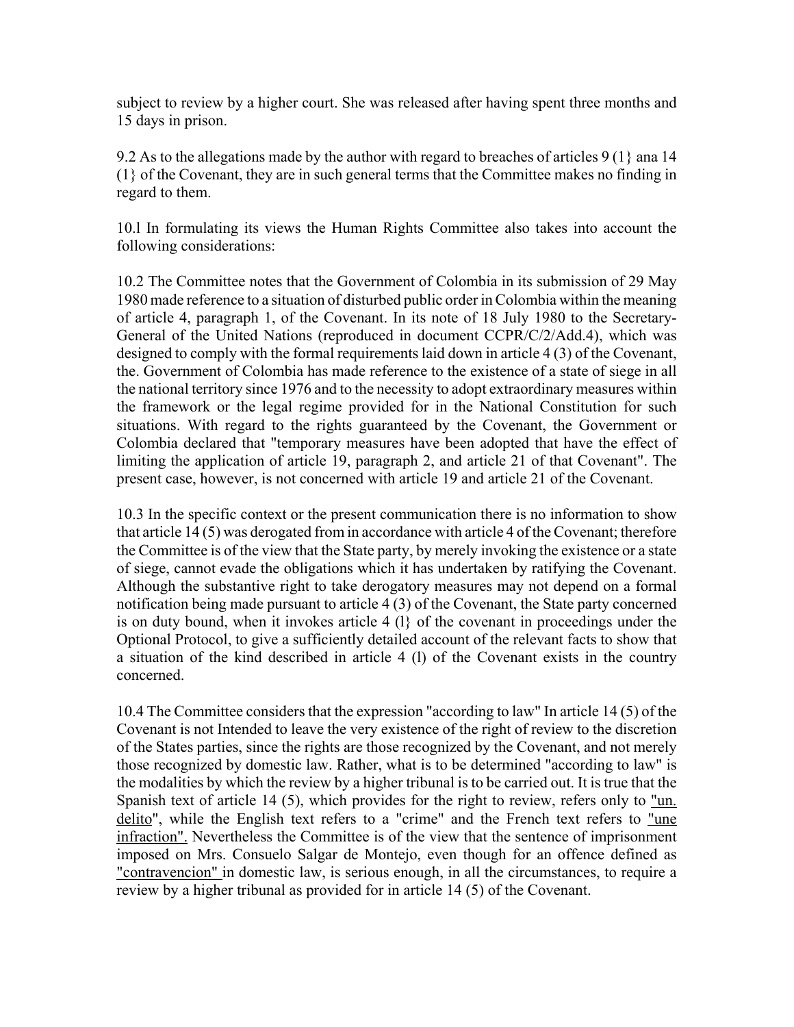subject to review by a higher court. She was released after having spent three months and 15 days in prison.

9.2 As to the allegations made by the author with regard to breaches of articles 9 (1} ana 14 (1} of the Covenant, they are in such general terms that the Committee makes no finding in regard to them.

10.l In formulating its views the Human Rights Committee also takes into account the following considerations:

10.2 The Committee notes that the Government of Colombia in its submission of 29 May 1980 made reference to a situation of disturbed public order in Colombia within the meaning of article 4, paragraph 1, of the Covenant. In its note of 18 July 1980 to the Secretary-General of the United Nations (reproduced in document CCPR/C/2/Add.4), which was designed to comply with the formal requirements laid down in article 4 (3) of the Covenant, the. Government of Colombia has made reference to the existence of a state of siege in all the national territory since 1976 and to the necessity to adopt extraordinary measures within the framework or the legal regime provided for in the National Constitution for such situations. With regard to the rights guaranteed by the Covenant, the Government or Colombia declared that "temporary measures have been adopted that have the effect of limiting the application of article 19, paragraph 2, and article 21 of that Covenant". The present case, however, is not concerned with article 19 and article 21 of the Covenant.

10.3 In the specific context or the present communication there is no information to show that article 14 (5) was derogated from in accordance with article 4 of the Covenant; therefore the Committee is of the view that the State party, by merely invoking the existence or a state of siege, cannot evade the obligations which it has undertaken by ratifying the Covenant. Although the substantive right to take derogatory measures may not depend on a formal notification being made pursuant to article 4 (3) of the Covenant, the State party concerned is on duty bound, when it invokes article 4 (l} of the covenant in proceedings under the Optional Protocol, to give a sufficiently detailed account of the relevant facts to show that a situation of the kind described in article 4 (l) of the Covenant exists in the country concerned.

10.4 The Committee considers that the expression "according to law" In article 14 (5) of the Covenant is not Intended to leave the very existence of the right of review to the discretion of the States parties, since the rights are those recognized by the Covenant, and not merely those recognized by domestic law. Rather, what is to be determined "according to law" is the modalities by which the review by a higher tribunal is to be carried out. It is true that the Spanish text of article 14 (5), which provides for the right to review, refers only to "un. delito", while the English text refers to a "crime" and the French text refers to "une infraction". Nevertheless the Committee is of the view that the sentence of imprisonment imposed on Mrs. Consuelo Salgar de Montejo, even though for an offence defined as "contravencion" in domestic law, is serious enough, in all the circumstances, to require a review by a higher tribunal as provided for in article 14 (5) of the Covenant.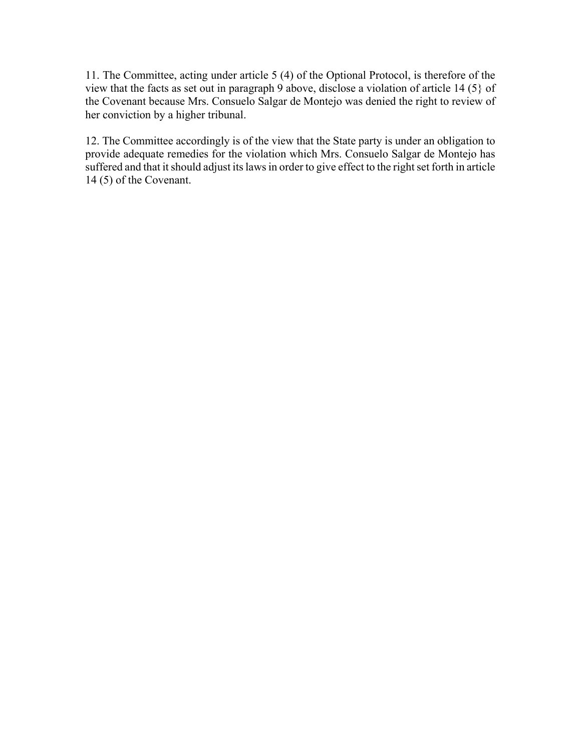11. The Committee, acting under article 5 (4) of the Optional Protocol, is therefore of the view that the facts as set out in paragraph 9 above, disclose a violation of article 14 (5} of the Covenant because Mrs. Consuelo Salgar de Montejo was denied the right to review of her conviction by a higher tribunal.

12. The Committee accordingly is of the view that the State party is under an obligation to provide adequate remedies for the violation which Mrs. Consuelo Salgar de Montejo has suffered and that it should adjust its laws in order to give effect to the right set forth in article 14 (5) of the Covenant.